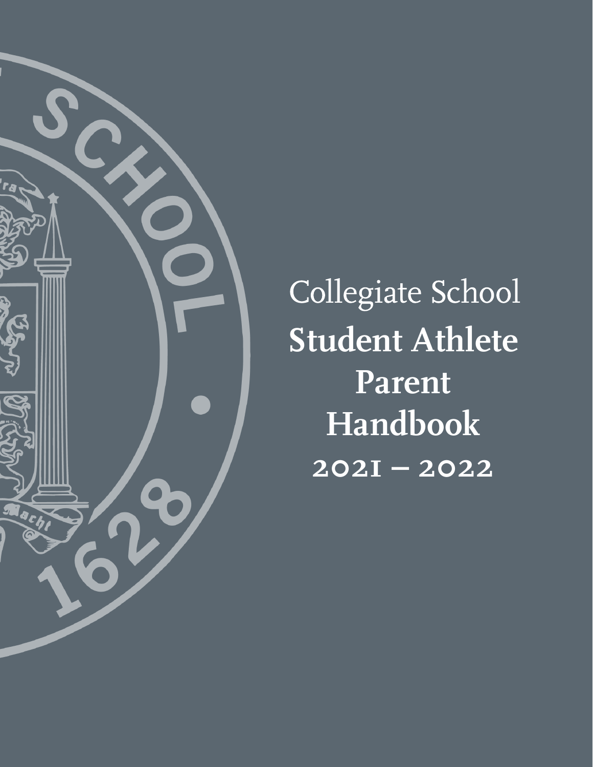Collegiate School

# Student Athlete Parent Handbook

2021 – 2022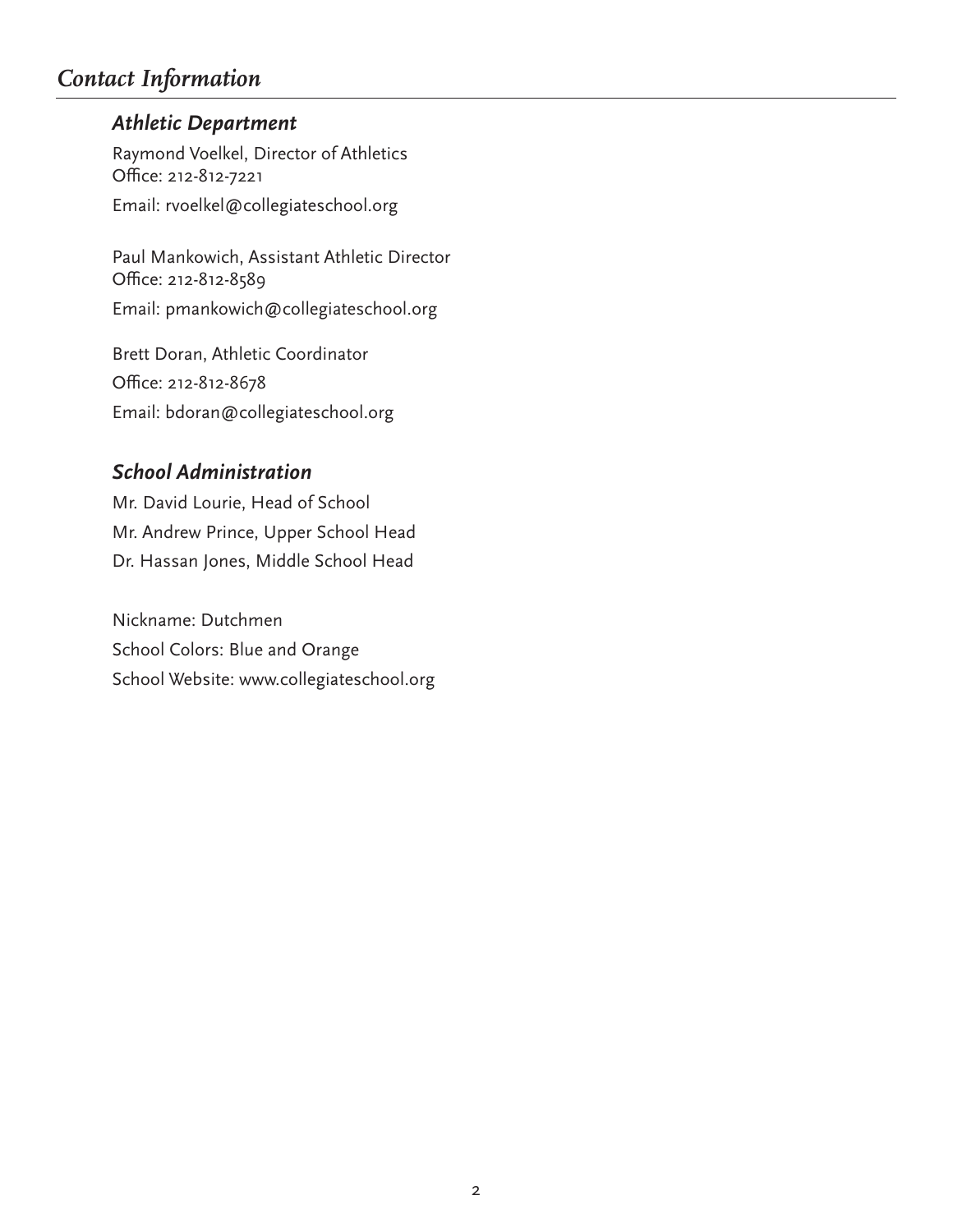# Contact Information

## Athletic Department

Raymond Voelkel, Director of Athletics
Office: 212-812-7221
Email: rvoelkel@collegiateschool.org

Paul Mankowich, Assistant Athletic Director
Office: 212-812-8589
Email: pmankowich@collegiateschool.org

Brett Doran, Athletic Coordinator
Office: 212-812-8678
Email: bdoran@collegiateschool.org

## School Administration

Mr. David Lourie, Head of School
Mr. Andrew Prince, Upper School Head
Dr. Hassan Jones, Middle School Head

Nickname: Dutchmen
School Colors: Blue and Orange
School Website: www.collegiateschool.org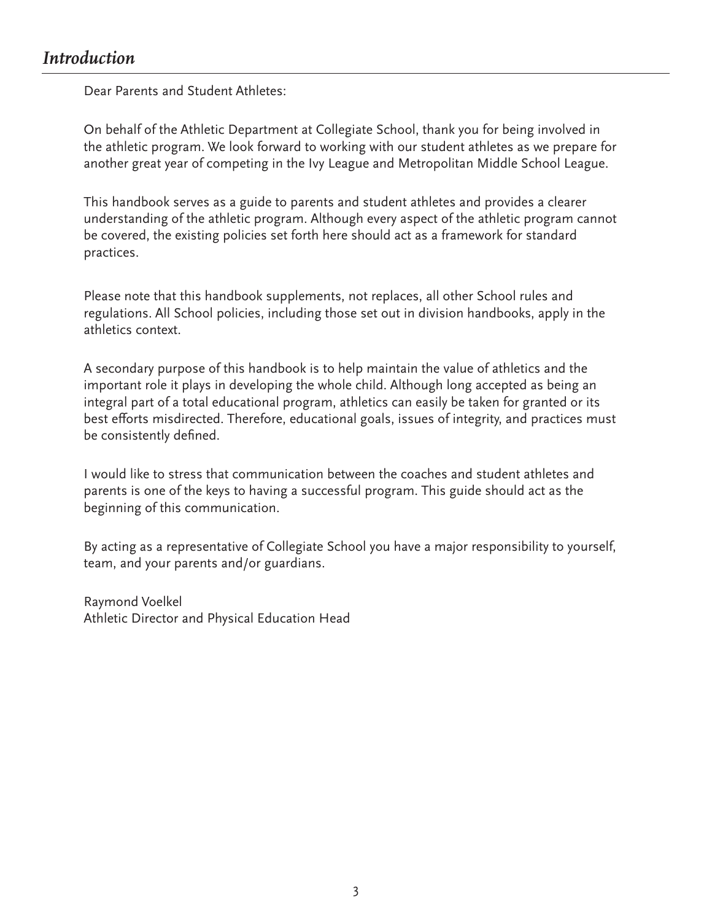## *Introduction*

Dear Parents and Student Athletes:

On behalf of the Athletic Department at Collegiate School, thank you for being involved in the athletic program. We look forward to working with our student athletes as we prepare for another great year of competing in the Ivy League and Metropolitan Middle School League.

This handbook serves as a guide to parents and student athletes and provides a clearer understanding of the athletic program. Although every aspect of the athletic program cannot be covered, the existing policies set forth here should act as a framework for standard practices.

Please note that this handbook supplements, not replaces, all other School rules and regulations. All School policies, including those set out in division handbooks, apply in the athletics context.

A secondary purpose of this handbook is to help maintain the value of athletics and the important role it plays in developing the whole child. Although long accepted as being an integral part of a total educational program, athletics can easily be taken for granted or its best efforts misdirected. Therefore, educational goals, issues of integrity, and practices must be consistently defined.

I would like to stress that communication between the coaches and student athletes and parents is one of the keys to having a successful program. This guide should act as the beginning of this communication.

By acting as a representative of Collegiate School you have a major responsibility to yourself, team, and your parents and/or guardians.

Raymond Voelkel
Athletic Director and Physical Education Head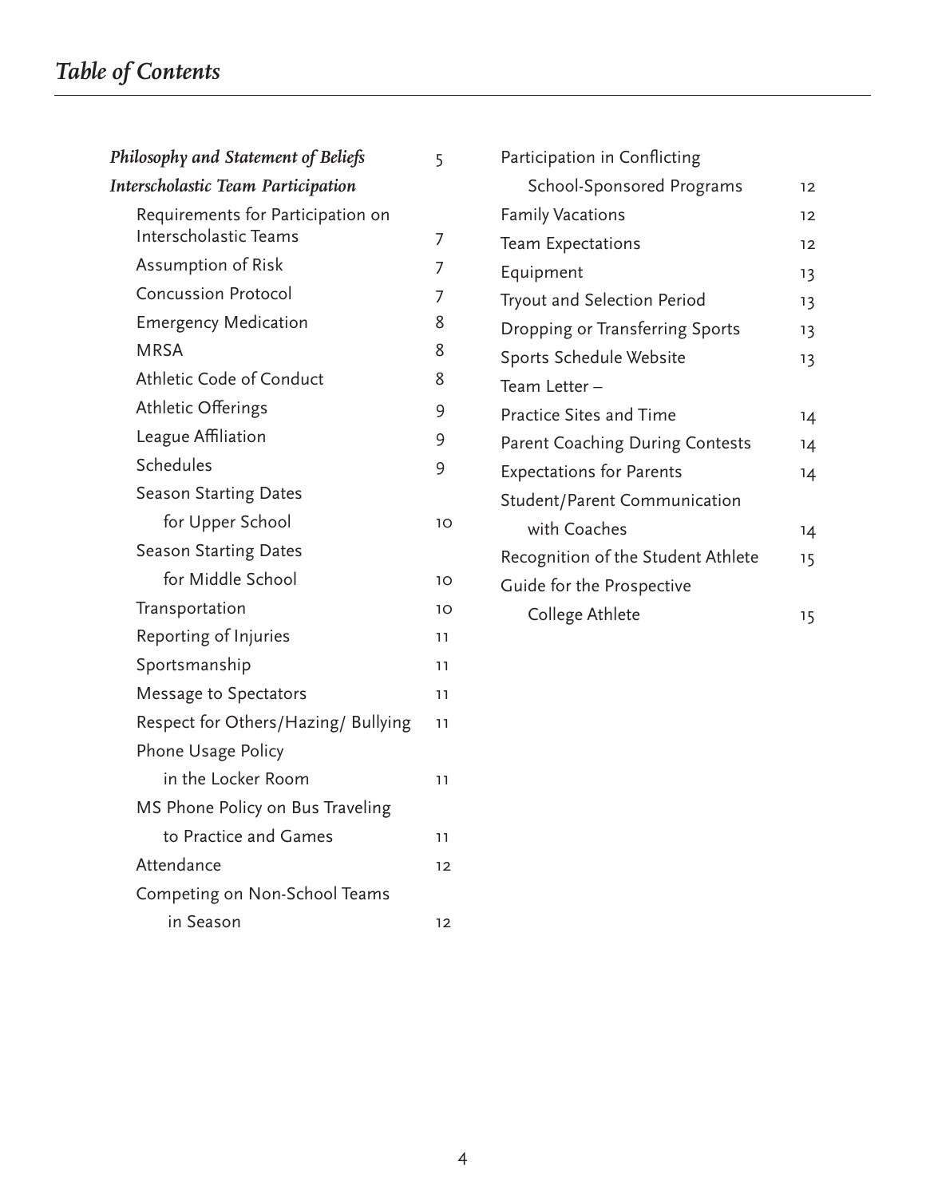# *Table of Contents*

| | |
|---|---|
| ***Philosophy and Statement of Beliefs*** | 5 |
| ***Interscholastic Team Participation*** | |
| Requirements for Participation on Interscholastic Teams | 7 |
| Assumption of Risk | 7 |
| Concussion Protocol | 7 |
| Emergency Medication | 8 |
| MRSA | 8 |
| Athletic Code of Conduct | 8 |
| Athletic Offerings | 9 |
| League Affiliation | 9 |
| Schedules | 9 |
| Season Starting Dates for Upper School | 10 |
| Season Starting Dates for Middle School | 10 |
| Transportation | 10 |
| Reporting of Injuries | 11 |
| Sportsmanship | 11 |
| Message to Spectators | 11 |
| Respect for Others/Hazing/ Bullying | 11 |
| Phone Usage Policy in the Locker Room | 11 |
| MS Phone Policy on Bus Traveling to Practice and Games | 11 |
| Attendance | 12 |
| Competing on Non-School Teams in Season | 12 |
| Participation in Conflicting School-Sponsored Programs | 12 |
| Family Vacations | 12 |
| Team Expectations | 12 |
| Equipment | 13 |
| Tryout and Selection Period | 13 |
| Dropping or Transferring Sports | 13 |
| Sports Schedule Website | 13 |
| Team Letter – | |
| Practice Sites and Time | 14 |
| Parent Coaching During Contests | 14 |
| Expectations for Parents | 14 |
| Student/Parent Communication with Coaches | 14 |
| Recognition of the Student Athlete | 15 |
| Guide for the Prospective College Athlete | 15 |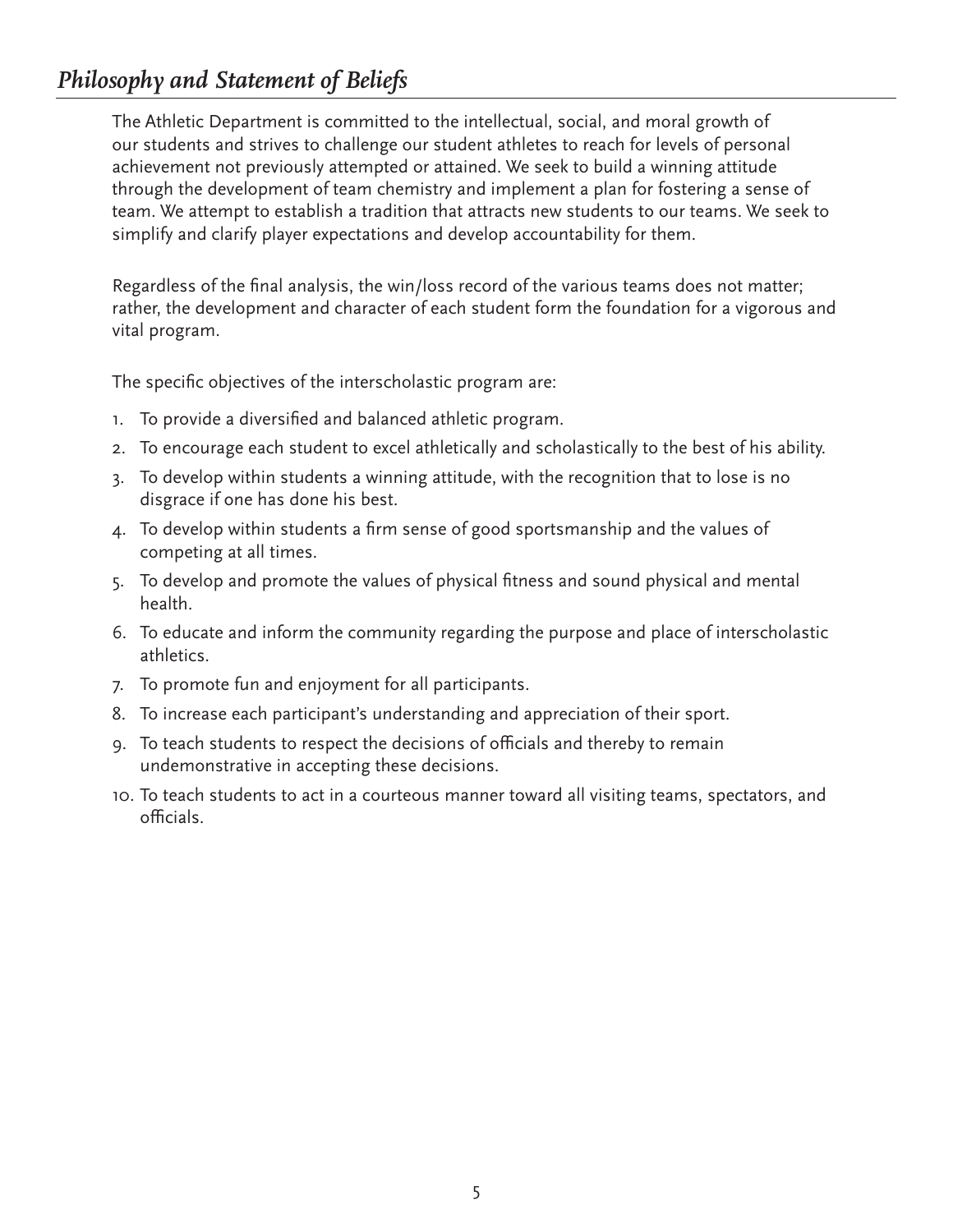## *Philosophy and Statement of Beliefs*

The Athletic Department is committed to the intellectual, social, and moral growth of our students and strives to challenge our student athletes to reach for levels of personal achievement not previously attempted or attained. We seek to build a winning attitude through the development of team chemistry and implement a plan for fostering a sense of team. We attempt to establish a tradition that attracts new students to our teams. We seek to simplify and clarify player expectations and develop accountability for them.

Regardless of the final analysis, the win/loss record of the various teams does not matter; rather, the development and character of each student form the foundation for a vigorous and vital program.

The specific objectives of the interscholastic program are:

1. To provide a diversified and balanced athletic program.
2. To encourage each student to excel athletically and scholastically to the best of his ability.
3. To develop within students a winning attitude, with the recognition that to lose is no disgrace if one has done his best.
4. To develop within students a firm sense of good sportsmanship and the values of competing at all times.
5. To develop and promote the values of physical fitness and sound physical and mental health.
6. To educate and inform the community regarding the purpose and place of interscholastic athletics.
7. To promote fun and enjoyment for all participants.
8. To increase each participant's understanding and appreciation of their sport.
9. To teach students to respect the decisions of officials and thereby to remain undemonstrative in accepting these decisions.
10. To teach students to act in a courteous manner toward all visiting teams, spectators, and officials.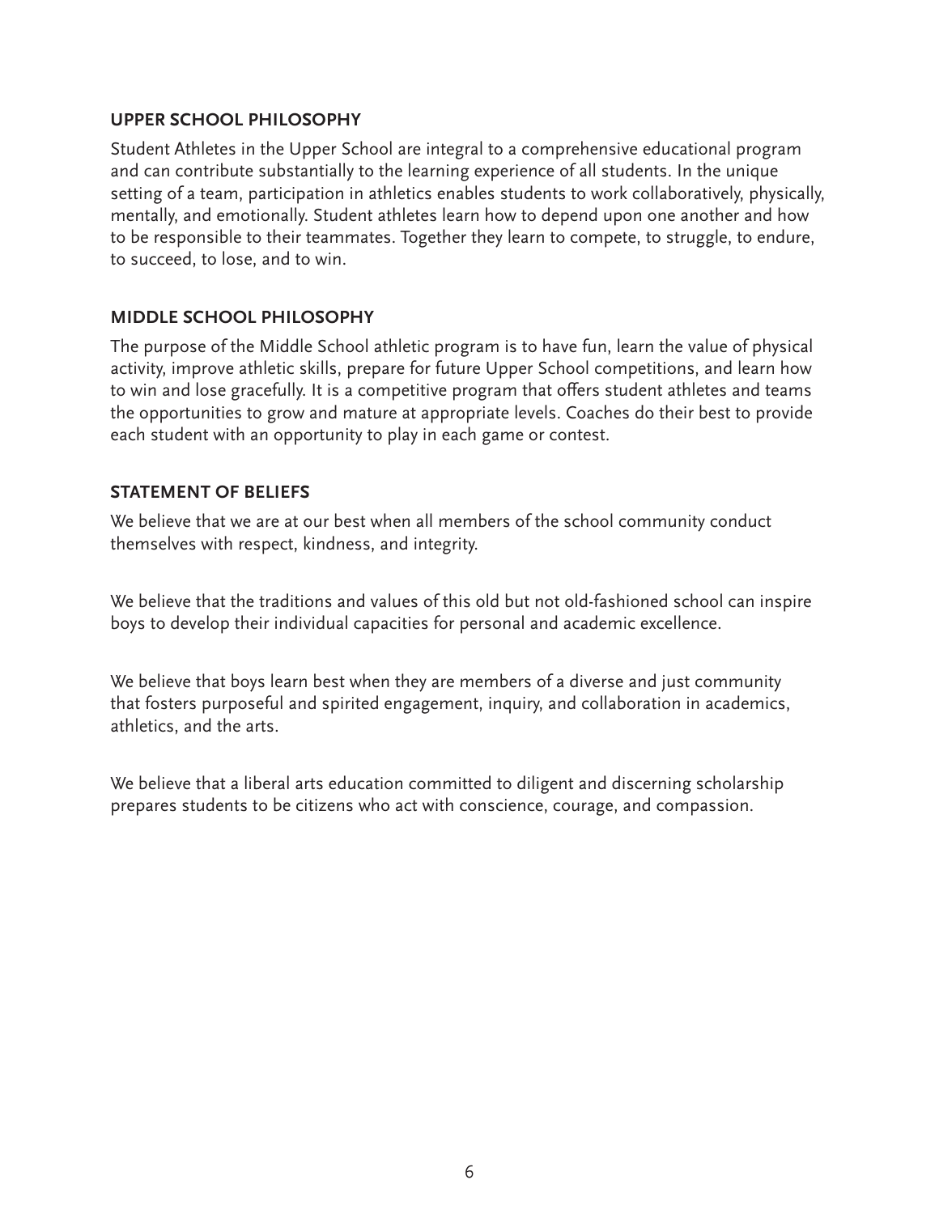## UPPER SCHOOL PHILOSOPHY

Student Athletes in the Upper School are integral to a comprehensive educational program and can contribute substantially to the learning experience of all students. In the unique setting of a team, participation in athletics enables students to work collaboratively, physically, mentally, and emotionally. Student athletes learn how to depend upon one another and how to be responsible to their teammates. Together they learn to compete, to struggle, to endure, to succeed, to lose, and to win.

## MIDDLE SCHOOL PHILOSOPHY

The purpose of the Middle School athletic program is to have fun, learn the value of physical activity, improve athletic skills, prepare for future Upper School competitions, and learn how to win and lose gracefully. It is a competitive program that offers student athletes and teams the opportunities to grow and mature at appropriate levels. Coaches do their best to provide each student with an opportunity to play in each game or contest.

## STATEMENT OF BELIEFS

We believe that we are at our best when all members of the school community conduct themselves with respect, kindness, and integrity.

We believe that the traditions and values of this old but not old-fashioned school can inspire boys to develop their individual capacities for personal and academic excellence.

We believe that boys learn best when they are members of a diverse and just community that fosters purposeful and spirited engagement, inquiry, and collaboration in academics, athletics, and the arts.

We believe that a liberal arts education committed to diligent and discerning scholarship prepares students to be citizens who act with conscience, courage, and compassion.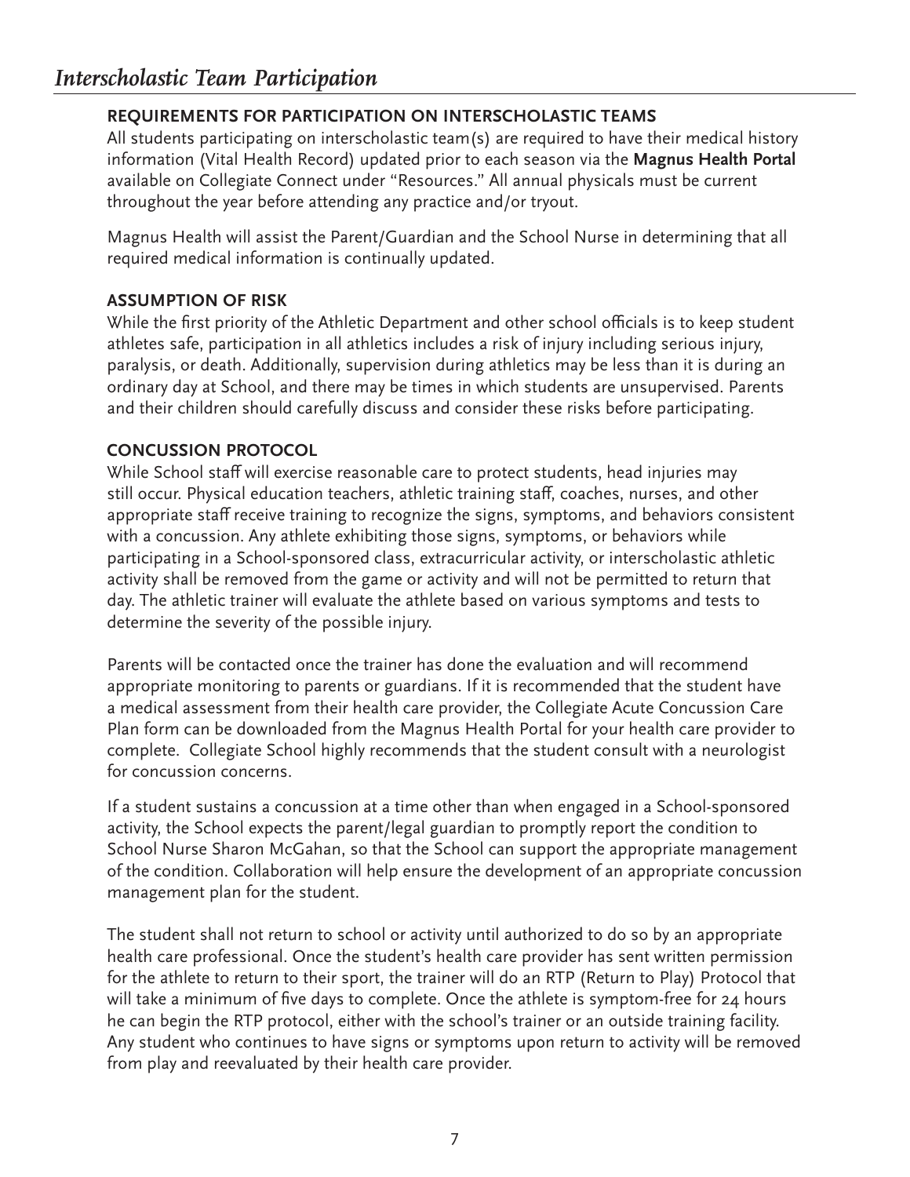# *Interscholastic Team Participation*

## REQUIREMENTS FOR PARTICIPATION ON INTERSCHOLASTIC TEAMS

All students participating on interscholastic team(s) are required to have their medical history information (Vital Health Record) updated prior to each season via the **Magnus Health Portal** available on Collegiate Connect under "Resources." All annual physicals must be current throughout the year before attending any practice and/or tryout.

Magnus Health will assist the Parent/Guardian and the School Nurse in determining that all required medical information is continually updated.

## ASSUMPTION OF RISK

While the first priority of the Athletic Department and other school officials is to keep student athletes safe, participation in all athletics includes a risk of injury including serious injury, paralysis, or death. Additionally, supervision during athletics may be less than it is during an ordinary day at School, and there may be times in which students are unsupervised. Parents and their children should carefully discuss and consider these risks before participating.

## CONCUSSION PROTOCOL

While School staff will exercise reasonable care to protect students, head injuries may still occur. Physical education teachers, athletic training staff, coaches, nurses, and other appropriate staff receive training to recognize the signs, symptoms, and behaviors consistent with a concussion. Any athlete exhibiting those signs, symptoms, or behaviors while participating in a School-sponsored class, extracurricular activity, or interscholastic athletic activity shall be removed from the game or activity and will not be permitted to return that day. The athletic trainer will evaluate the athlete based on various symptoms and tests to determine the severity of the possible injury.

Parents will be contacted once the trainer has done the evaluation and will recommend appropriate monitoring to parents or guardians. If it is recommended that the student have a medical assessment from their health care provider, the Collegiate Acute Concussion Care Plan form can be downloaded from the Magnus Health Portal for your health care provider to complete. Collegiate School highly recommends that the student consult with a neurologist for concussion concerns.

If a student sustains a concussion at a time other than when engaged in a School-sponsored activity, the School expects the parent/legal guardian to promptly report the condition to School Nurse Sharon McGahan, so that the School can support the appropriate management of the condition. Collaboration will help ensure the development of an appropriate concussion management plan for the student.

The student shall not return to school or activity until authorized to do so by an appropriate health care professional. Once the student's health care provider has sent written permission for the athlete to return to their sport, the trainer will do an RTP (Return to Play) Protocol that will take a minimum of five days to complete. Once the athlete is symptom-free for 24 hours he can begin the RTP protocol, either with the school's trainer or an outside training facility. Any student who continues to have signs or symptoms upon return to activity will be removed from play and reevaluated by their health care provider.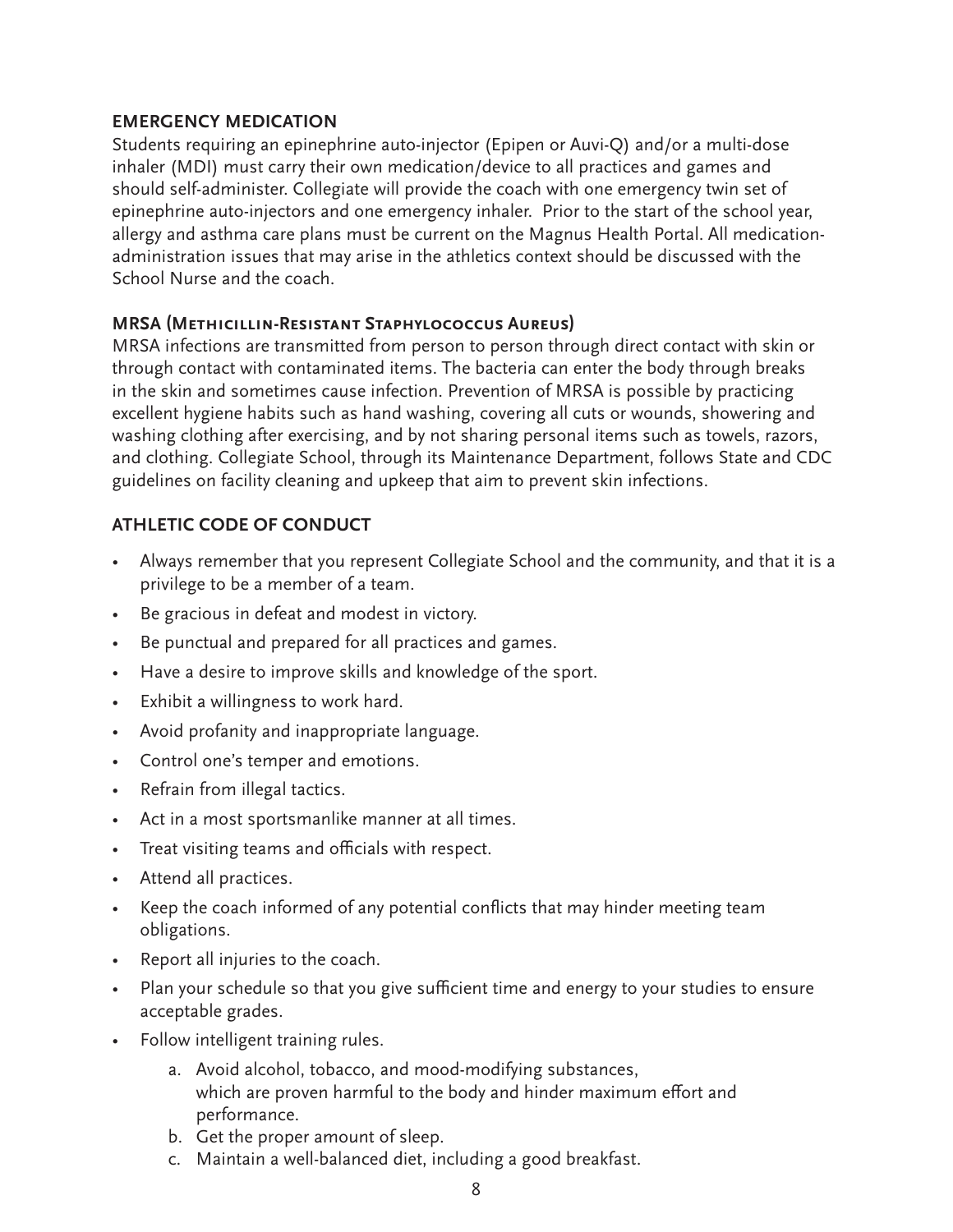## EMERGENCY MEDICATION

Students requiring an epinephrine auto-injector (Epipen or Auvi-Q) and/or a multi-dose inhaler (MDI) must carry their own medication/device to all practices and games and should self-administer. Collegiate will provide the coach with one emergency twin set of epinephrine auto-injectors and one emergency inhaler. Prior to the start of the school year, allergy and asthma care plans must be current on the Magnus Health Portal. All medication-administration issues that may arise in the athletics context should be discussed with the School Nurse and the coach.

### MRSA (Methicillin-Resistant Staphylococcus Aureus)

MRSA infections are transmitted from person to person through direct contact with skin or through contact with contaminated items. The bacteria can enter the body through breaks in the skin and sometimes cause infection. Prevention of MRSA is possible by practicing excellent hygiene habits such as hand washing, covering all cuts or wounds, showering and washing clothing after exercising, and by not sharing personal items such as towels, razors, and clothing. Collegiate School, through its Maintenance Department, follows State and CDC guidelines on facility cleaning and upkeep that aim to prevent skin infections.

## ATHLETIC CODE OF CONDUCT

- Always remember that you represent Collegiate School and the community, and that it is a privilege to be a member of a team.
- Be gracious in defeat and modest in victory.
- Be punctual and prepared for all practices and games.
- Have a desire to improve skills and knowledge of the sport.
- Exhibit a willingness to work hard.
- Avoid profanity and inappropriate language.
- Control one's temper and emotions.
- Refrain from illegal tactics.
- Act in a most sportsmanlike manner at all times.
- Treat visiting teams and officials with respect.
- Attend all practices.
- Keep the coach informed of any potential conflicts that may hinder meeting team obligations.
- Report all injuries to the coach.
- Plan your schedule so that you give sufficient time and energy to your studies to ensure acceptable grades.
- Follow intelligent training rules.
    a. Avoid alcohol, tobacco, and mood-modifying substances, which are proven harmful to the body and hinder maximum effort and performance.
    b. Get the proper amount of sleep.
    c. Maintain a well-balanced diet, including a good breakfast.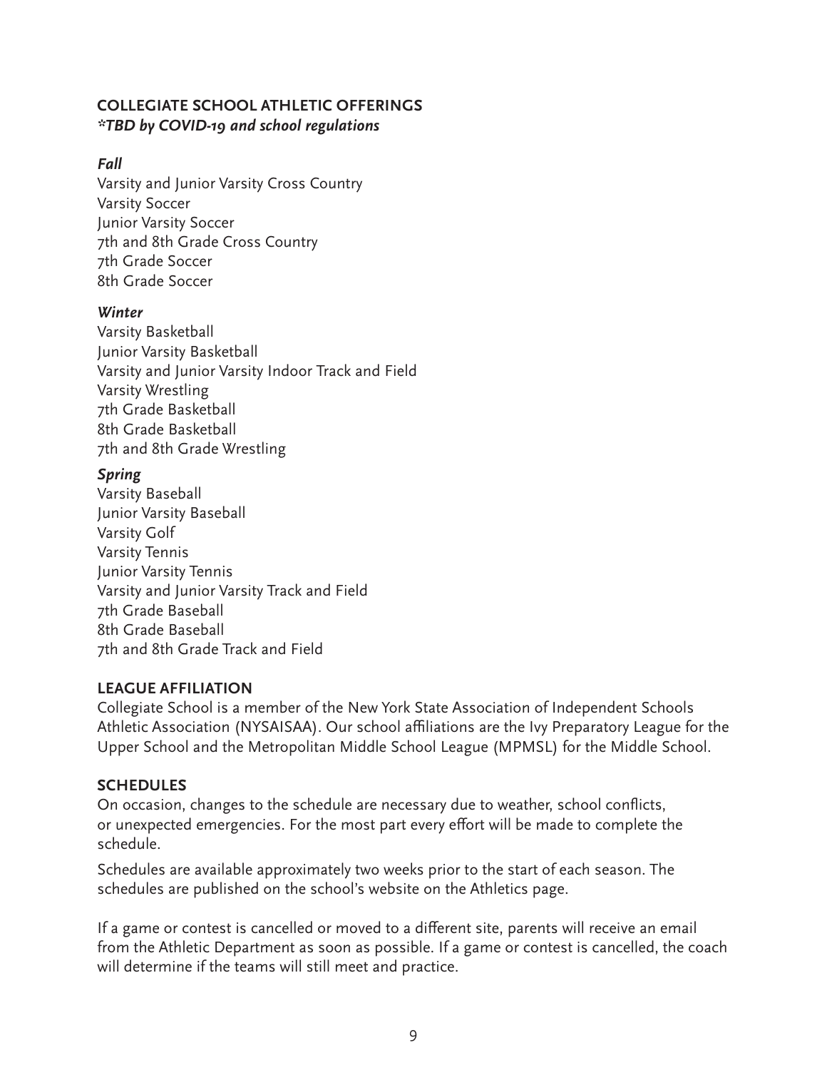## COLLEGIATE SCHOOL ATHLETIC OFFERINGS

***TBD by COVID-19 and school regulations**

### *Fall*

Varsity and Junior Varsity Cross Country
Varsity Soccer
Junior Varsity Soccer
7th and 8th Grade Cross Country
7th Grade Soccer
8th Grade Soccer

### *Winter*

Varsity Basketball
Junior Varsity Basketball
Varsity and Junior Varsity Indoor Track and Field
Varsity Wrestling
7th Grade Basketball
8th Grade Basketball
7th and 8th Grade Wrestling

### *Spring*

Varsity Baseball
Junior Varsity Baseball
Varsity Golf
Varsity Tennis
Junior Varsity Tennis
Varsity and Junior Varsity Track and Field
7th Grade Baseball
8th Grade Baseball
7th and 8th Grade Track and Field

## LEAGUE AFFILIATION

Collegiate School is a member of the New York State Association of Independent Schools Athletic Association (NYSAISAA). Our school affiliations are the Ivy Preparatory League for the Upper School and the Metropolitan Middle School League (MPMSL) for the Middle School.

## SCHEDULES

On occasion, changes to the schedule are necessary due to weather, school conflicts, or unexpected emergencies. For the most part every effort will be made to complete the schedule.

Schedules are available approximately two weeks prior to the start of each season. The schedules are published on the school's website on the Athletics page.

If a game or contest is cancelled or moved to a different site, parents will receive an email from the Athletic Department as soon as possible. If a game or contest is cancelled, the coach will determine if the teams will still meet and practice.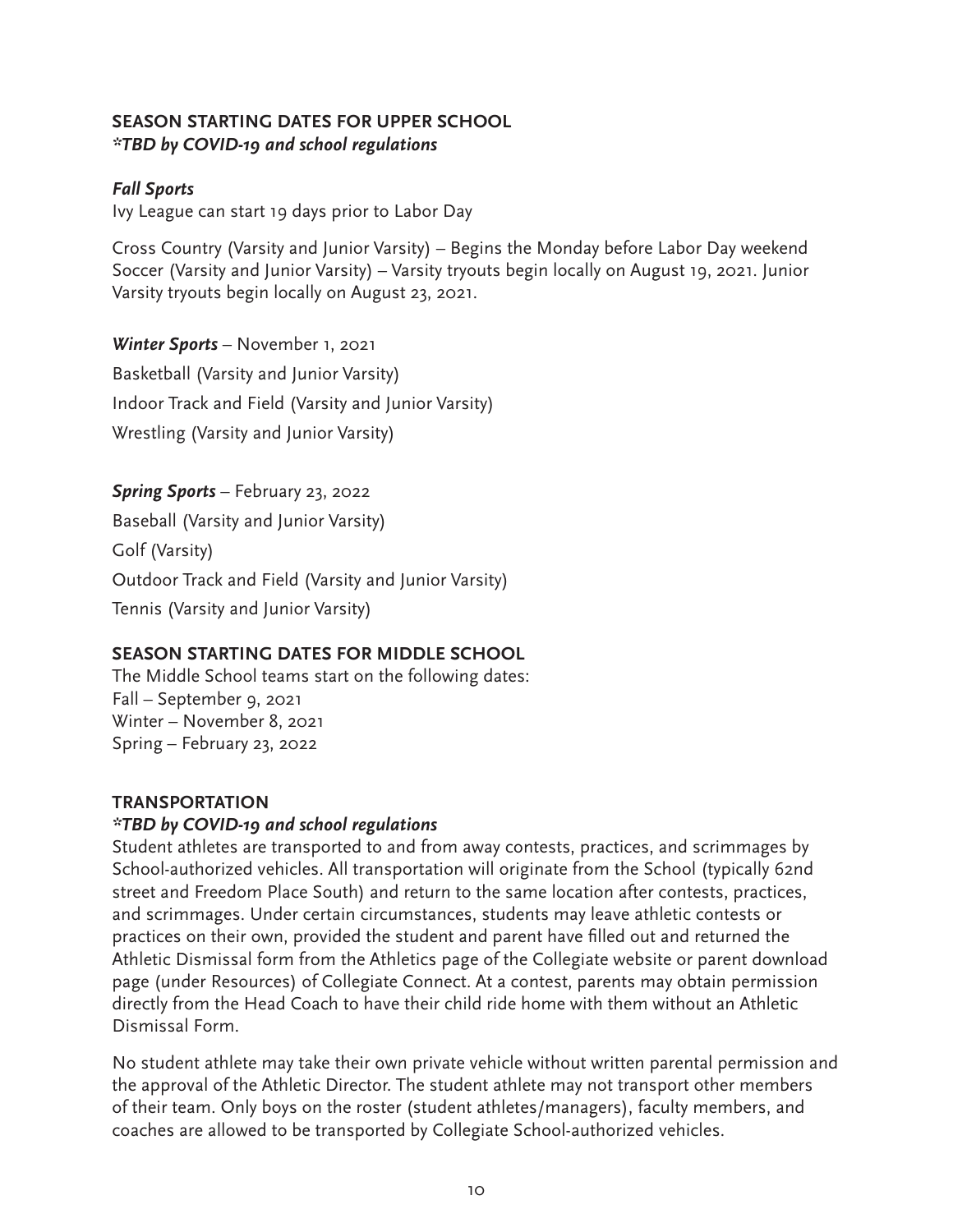## SEASON STARTING DATES FOR UPPER SCHOOL

***TBD by COVID-19 and school regulations**

### *Fall Sports*

Ivy League can start 19 days prior to Labor Day

Cross Country (Varsity and Junior Varsity) – Begins the Monday before Labor Day weekend
Soccer (Varsity and Junior Varsity) – Varsity tryouts begin locally on August 19, 2021. Junior Varsity tryouts begin locally on August 23, 2021.

### ***Winter Sports*** – November 1, 2021

Basketball (Varsity and Junior Varsity)

Indoor Track and Field (Varsity and Junior Varsity)

Wrestling (Varsity and Junior Varsity)

### ***Spring Sports*** – February 23, 2022

Baseball (Varsity and Junior Varsity)

Golf (Varsity)

Outdoor Track and Field (Varsity and Junior Varsity)

Tennis (Varsity and Junior Varsity)

## SEASON STARTING DATES FOR MIDDLE SCHOOL

The Middle School teams start on the following dates:
Fall – September 9, 2021
Winter – November 8, 2021
Spring – February 23, 2022

## TRANSPORTATION

***TBD by COVID-19 and school regulations**

Student athletes are transported to and from away contests, practices, and scrimmages by School-authorized vehicles. All transportation will originate from the School (typically 62nd street and Freedom Place South) and return to the same location after contests, practices, and scrimmages. Under certain circumstances, students may leave athletic contests or practices on their own, provided the student and parent have filled out and returned the Athletic Dismissal form from the Athletics page of the Collegiate website or parent download page (under Resources) of Collegiate Connect. At a contest, parents may obtain permission directly from the Head Coach to have their child ride home with them without an Athletic Dismissal Form.

No student athlete may take their own private vehicle without written parental permission and the approval of the Athletic Director. The student athlete may not transport other members of their team. Only boys on the roster (student athletes/managers), faculty members, and coaches are allowed to be transported by Collegiate School-authorized vehicles.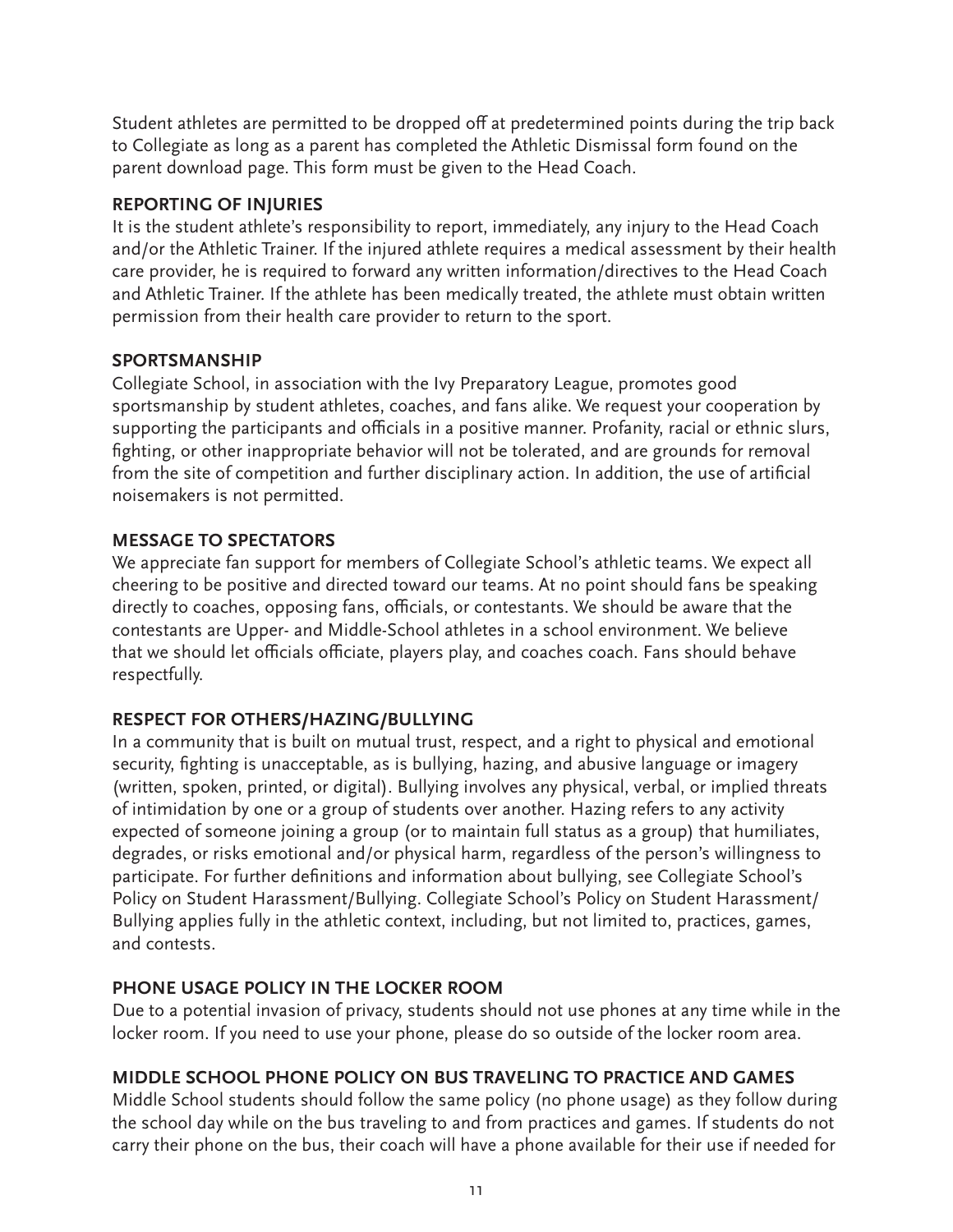Student athletes are permitted to be dropped off at predetermined points during the trip back to Collegiate as long as a parent has completed the Athletic Dismissal form found on the parent download page. This form must be given to the Head Coach.

## REPORTING OF INJURIES

It is the student athlete's responsibility to report, immediately, any injury to the Head Coach and/or the Athletic Trainer. If the injured athlete requires a medical assessment by their health care provider, he is required to forward any written information/directives to the Head Coach and Athletic Trainer. If the athlete has been medically treated, the athlete must obtain written permission from their health care provider to return to the sport.

## SPORTSMANSHIP

Collegiate School, in association with the Ivy Preparatory League, promotes good sportsmanship by student athletes, coaches, and fans alike. We request your cooperation by supporting the participants and officials in a positive manner. Profanity, racial or ethnic slurs, fighting, or other inappropriate behavior will not be tolerated, and are grounds for removal from the site of competition and further disciplinary action. In addition, the use of artificial noisemakers is not permitted.

## MESSAGE TO SPECTATORS

We appreciate fan support for members of Collegiate School's athletic teams. We expect all cheering to be positive and directed toward our teams. At no point should fans be speaking directly to coaches, opposing fans, officials, or contestants. We should be aware that the contestants are Upper- and Middle-School athletes in a school environment. We believe that we should let officials officiate, players play, and coaches coach. Fans should behave respectfully.

## RESPECT FOR OTHERS/HAZING/BULLYING

In a community that is built on mutual trust, respect, and a right to physical and emotional security, fighting is unacceptable, as is bullying, hazing, and abusive language or imagery (written, spoken, printed, or digital). Bullying involves any physical, verbal, or implied threats of intimidation by one or a group of students over another. Hazing refers to any activity expected of someone joining a group (or to maintain full status as a group) that humiliates, degrades, or risks emotional and/or physical harm, regardless of the person's willingness to participate. For further definitions and information about bullying, see Collegiate School's Policy on Student Harassment/Bullying. Collegiate School's Policy on Student Harassment/Bullying applies fully in the athletic context, including, but not limited to, practices, games, and contests.

## PHONE USAGE POLICY IN THE LOCKER ROOM

Due to a potential invasion of privacy, students should not use phones at any time while in the locker room. If you need to use your phone, please do so outside of the locker room area.

## MIDDLE SCHOOL PHONE POLICY ON BUS TRAVELING TO PRACTICE AND GAMES

Middle School students should follow the same policy (no phone usage) as they follow during the school day while on the bus traveling to and from practices and games. If students do not carry their phone on the bus, their coach will have a phone available for their use if needed for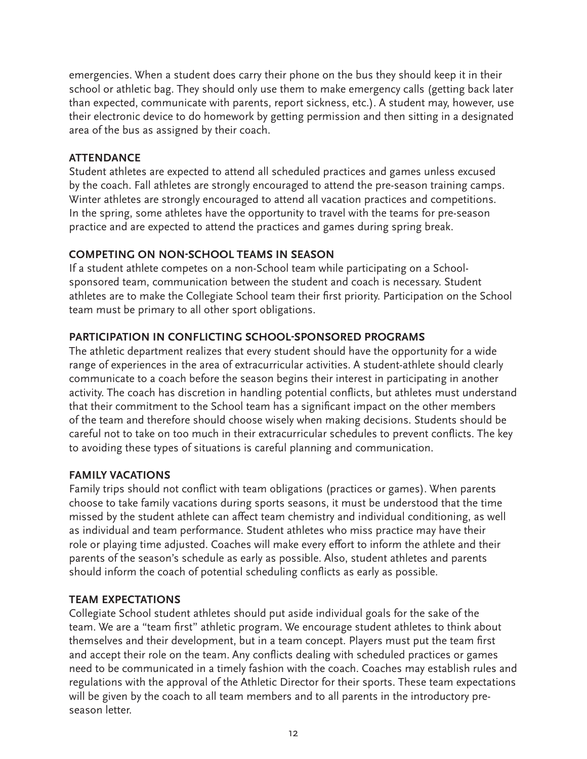emergencies. When a student does carry their phone on the bus they should keep it in their school or athletic bag. They should only use them to make emergency calls (getting back later than expected, communicate with parents, report sickness, etc.). A student may, however, use their electronic device to do homework by getting permission and then sitting in a designated area of the bus as assigned by their coach.

### ATTENDANCE

Student athletes are expected to attend all scheduled practices and games unless excused by the coach. Fall athletes are strongly encouraged to attend the pre-season training camps. Winter athletes are strongly encouraged to attend all vacation practices and competitions. In the spring, some athletes have the opportunity to travel with the teams for pre-season practice and are expected to attend the practices and games during spring break.

### COMPETING ON NON-SCHOOL TEAMS IN SEASON

If a student athlete competes on a non-School team while participating on a School-sponsored team, communication between the student and coach is necessary. Student athletes are to make the Collegiate School team their first priority. Participation on the School team must be primary to all other sport obligations.

### PARTICIPATION IN CONFLICTING SCHOOL-SPONSORED PROGRAMS

The athletic department realizes that every student should have the opportunity for a wide range of experiences in the area of extracurricular activities. A student-athlete should clearly communicate to a coach before the season begins their interest in participating in another activity. The coach has discretion in handling potential conflicts, but athletes must understand that their commitment to the School team has a significant impact on the other members of the team and therefore should choose wisely when making decisions. Students should be careful not to take on too much in their extracurricular schedules to prevent conflicts. The key to avoiding these types of situations is careful planning and communication.

### FAMILY VACATIONS

Family trips should not conflict with team obligations (practices or games). When parents choose to take family vacations during sports seasons, it must be understood that the time missed by the student athlete can affect team chemistry and individual conditioning, as well as individual and team performance. Student athletes who miss practice may have their role or playing time adjusted. Coaches will make every effort to inform the athlete and their parents of the season's schedule as early as possible. Also, student athletes and parents should inform the coach of potential scheduling conflicts as early as possible.

### TEAM EXPECTATIONS

Collegiate School student athletes should put aside individual goals for the sake of the team. We are a "team first" athletic program. We encourage student athletes to think about themselves and their development, but in a team concept. Players must put the team first and accept their role on the team. Any conflicts dealing with scheduled practices or games need to be communicated in a timely fashion with the coach. Coaches may establish rules and regulations with the approval of the Athletic Director for their sports. These team expectations will be given by the coach to all team members and to all parents in the introductory pre-season letter.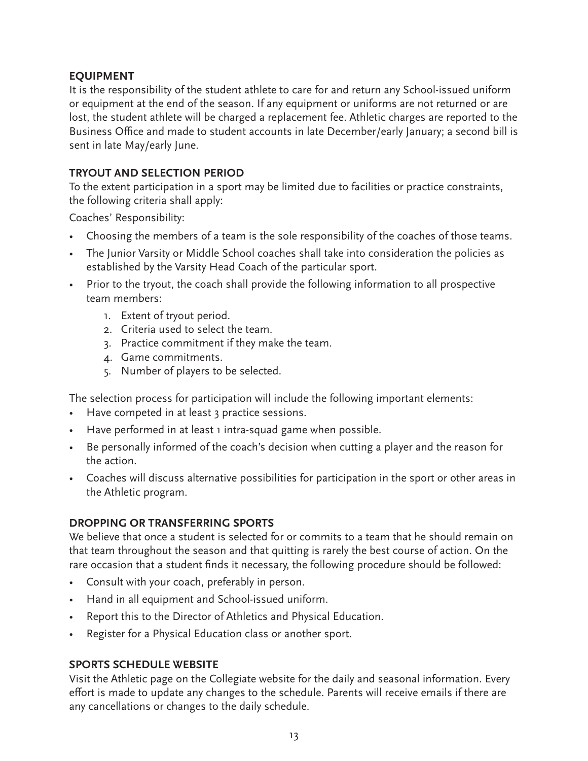## EQUIPMENT

It is the responsibility of the student athlete to care for and return any School-issued uniform or equipment at the end of the season. If any equipment or uniforms are not returned or are lost, the student athlete will be charged a replacement fee. Athletic charges are reported to the Business Office and made to student accounts in late December/early January; a second bill is sent in late May/early June.

## TRYOUT AND SELECTION PERIOD

To the extent participation in a sport may be limited due to facilities or practice constraints, the following criteria shall apply:

Coaches' Responsibility:

- Choosing the members of a team is the sole responsibility of the coaches of those teams.
- The Junior Varsity or Middle School coaches shall take into consideration the policies as established by the Varsity Head Coach of the particular sport.
- Prior to the tryout, the coach shall provide the following information to all prospective team members:
    1. Extent of tryout period.
    2. Criteria used to select the team.
    3. Practice commitment if they make the team.
    4. Game commitments.
    5. Number of players to be selected.

The selection process for participation will include the following important elements:

- Have competed in at least 3 practice sessions.
- Have performed in at least 1 intra-squad game when possible.
- Be personally informed of the coach's decision when cutting a player and the reason for the action.
- Coaches will discuss alternative possibilities for participation in the sport or other areas in the Athletic program.

## DROPPING OR TRANSFERRING SPORTS

We believe that once a student is selected for or commits to a team that he should remain on that team throughout the season and that quitting is rarely the best course of action. On the rare occasion that a student finds it necessary, the following procedure should be followed:

- Consult with your coach, preferably in person.
- Hand in all equipment and School-issued uniform.
- Report this to the Director of Athletics and Physical Education.
- Register for a Physical Education class or another sport.

## SPORTS SCHEDULE WEBSITE

Visit the Athletic page on the Collegiate website for the daily and seasonal information. Every effort is made to update any changes to the schedule. Parents will receive emails if there are any cancellations or changes to the daily schedule.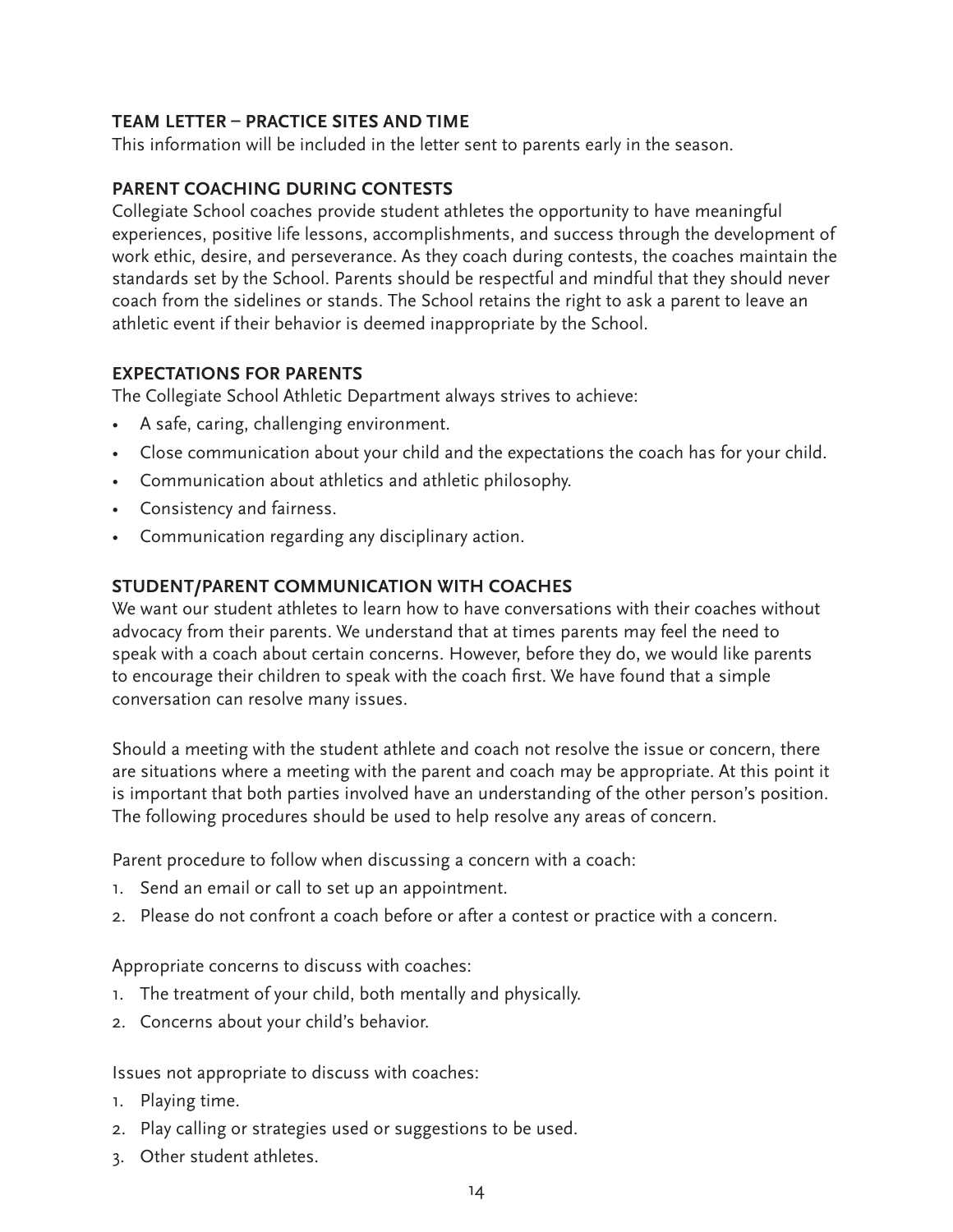## TEAM LETTER – PRACTICE SITES AND TIME

This information will be included in the letter sent to parents early in the season.

## PARENT COACHING DURING CONTESTS

Collegiate School coaches provide student athletes the opportunity to have meaningful experiences, positive life lessons, accomplishments, and success through the development of work ethic, desire, and perseverance. As they coach during contests, the coaches maintain the standards set by the School. Parents should be respectful and mindful that they should never coach from the sidelines or stands. The School retains the right to ask a parent to leave an athletic event if their behavior is deemed inappropriate by the School.

## EXPECTATIONS FOR PARENTS

The Collegiate School Athletic Department always strives to achieve:

- A safe, caring, challenging environment.
- Close communication about your child and the expectations the coach has for your child.
- Communication about athletics and athletic philosophy.
- Consistency and fairness.
- Communication regarding any disciplinary action.

## STUDENT/PARENT COMMUNICATION WITH COACHES

We want our student athletes to learn how to have conversations with their coaches without advocacy from their parents. We understand that at times parents may feel the need to speak with a coach about certain concerns. However, before they do, we would like parents to encourage their children to speak with the coach first. We have found that a simple conversation can resolve many issues.

Should a meeting with the student athlete and coach not resolve the issue or concern, there are situations where a meeting with the parent and coach may be appropriate. At this point it is important that both parties involved have an understanding of the other person's position. The following procedures should be used to help resolve any areas of concern.

Parent procedure to follow when discussing a concern with a coach:

1. Send an email or call to set up an appointment.
2. Please do not confront a coach before or after a contest or practice with a concern.

Appropriate concerns to discuss with coaches:

1. The treatment of your child, both mentally and physically.
2. Concerns about your child's behavior.

Issues not appropriate to discuss with coaches:

1. Playing time.
2. Play calling or strategies used or suggestions to be used.
3. Other student athletes.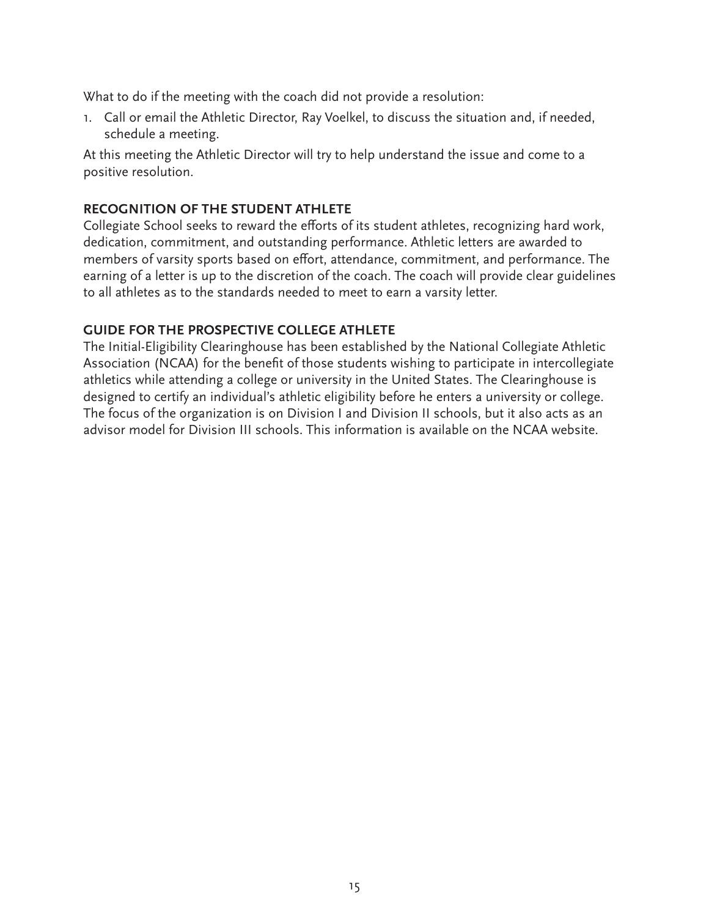What to do if the meeting with the coach did not provide a resolution:

1. Call or email the Athletic Director, Ray Voelkel, to discuss the situation and, if needed, schedule a meeting.

At this meeting the Athletic Director will try to help understand the issue and come to a positive resolution.

## RECOGNITION OF THE STUDENT ATHLETE

Collegiate School seeks to reward the efforts of its student athletes, recognizing hard work, dedication, commitment, and outstanding performance. Athletic letters are awarded to members of varsity sports based on effort, attendance, commitment, and performance. The earning of a letter is up to the discretion of the coach. The coach will provide clear guidelines to all athletes as to the standards needed to meet to earn a varsity letter.

## GUIDE FOR THE PROSPECTIVE COLLEGE ATHLETE

The Initial-Eligibility Clearinghouse has been established by the National Collegiate Athletic Association (NCAA) for the benefit of those students wishing to participate in intercollegiate athletics while attending a college or university in the United States. The Clearinghouse is designed to certify an individual's athletic eligibility before he enters a university or college. The focus of the organization is on Division I and Division II schools, but it also acts as an advisor model for Division III schools. This information is available on the NCAA website.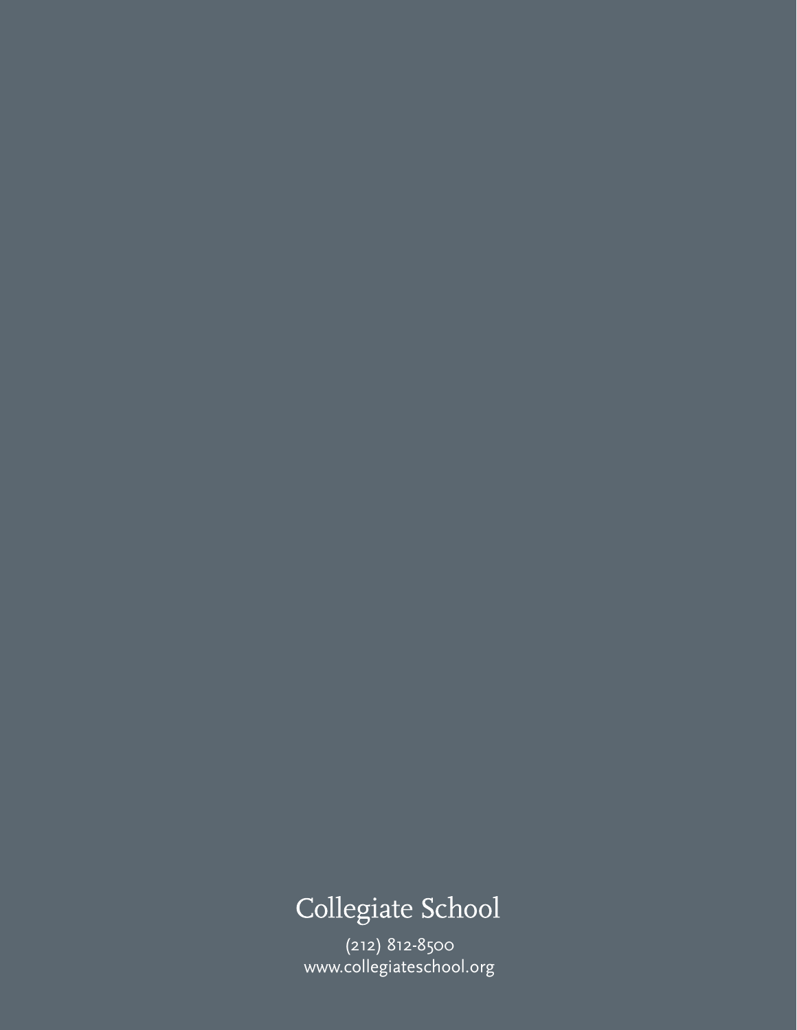Collegiate School

(212) 812-8500
www.collegiateschool.org